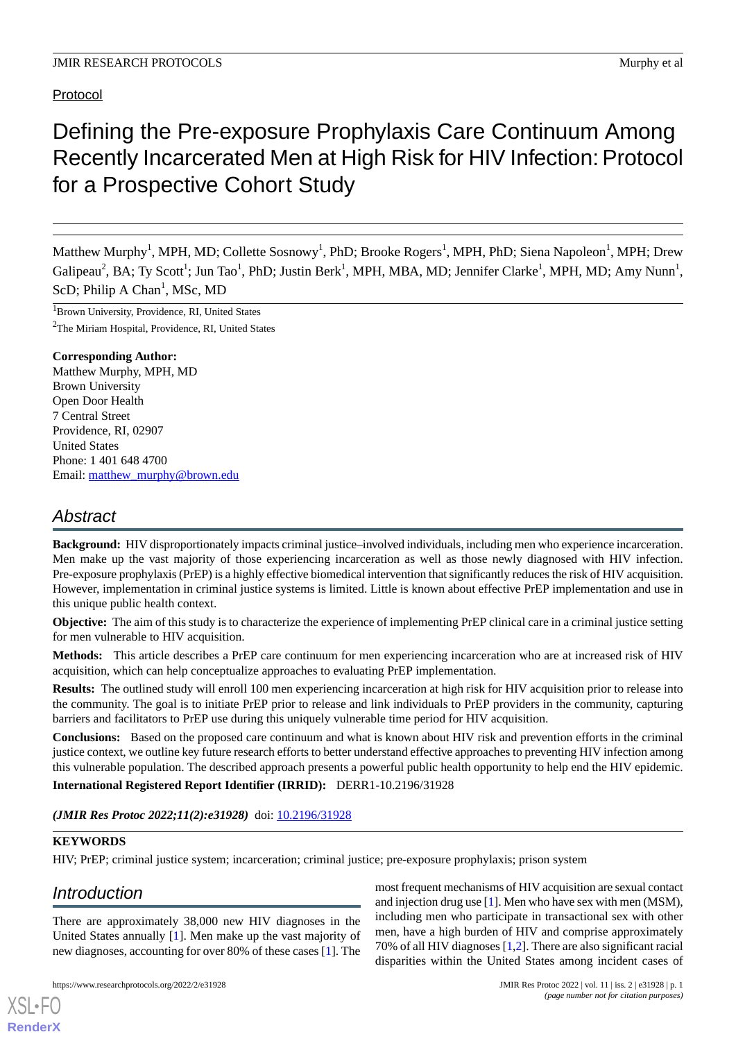Protocol

# Defining the Pre-exposure Prophylaxis Care Continuum Among Recently Incarcerated Men at High Risk for HIV Infection: Protocol for a Prospective Cohort Study

Matthew Murphy[1], MPH, MD; Collette Sosnowy[1], PhD; Brooke Rogers[1], MPH, PhD; Siena Napoleon[1], MPH; Drew Galipeau[2], BA; Ty Scott[1]; Jun Tao[1], PhD; Justin Berk[1], MPH, MBA, MD; Jennifer Clarke[1], MPH, MD; Amy Nunn[1], ScD; Philip A Chan[1], MSc, MD

[1]Brown University, Providence, RI, United States

[2]The Miriam Hospital, Providence, RI, United States

**Corresponding Author:**
Matthew Murphy, MPH, MD
Brown University
Open Door Health
7 Central Street
Providence, RI, 02907
United States
Phone: 1 401 648 4700
Email: matthew_murphy@brown.edu

## Abstract

**Background:** HIV disproportionately impacts criminal justice–involved individuals, including men who experience incarceration. Men make up the vast majority of those experiencing incarceration as well as those newly diagnosed with HIV infection. Pre-exposure prophylaxis (PrEP) is a highly effective biomedical intervention that significantly reduces the risk of HIV acquisition. However, implementation in criminal justice systems is limited. Little is known about effective PrEP implementation and use in this unique public health context.

**Objective:** The aim of this study is to characterize the experience of implementing PrEP clinical care in a criminal justice setting for men vulnerable to HIV acquisition.

**Methods:** This article describes a PrEP care continuum for men experiencing incarceration who are at increased risk of HIV acquisition, which can help conceptualize approaches to evaluating PrEP implementation.

**Results:** The outlined study will enroll 100 men experiencing incarceration at high risk for HIV acquisition prior to release into the community. The goal is to initiate PrEP prior to release and link individuals to PrEP providers in the community, capturing barriers and facilitators to PrEP use during this uniquely vulnerable time period for HIV acquisition.

**Conclusions:** Based on the proposed care continuum and what is known about HIV risk and prevention efforts in the criminal justice context, we outline key future research efforts to better understand effective approaches to preventing HIV infection among this vulnerable population. The described approach presents a powerful public health opportunity to help end the HIV epidemic.

**International Registered Report Identifier (IRRID):** DERR1-10.2196/31928

*(JMIR Res Protoc 2022;11(2):e31928)* doi: 10.2196/31928

**KEYWORDS**

HIV; PrEP; criminal justice system; incarceration; criminal justice; pre-exposure prophylaxis; prison system

## Introduction

There are approximately 38,000 new HIV diagnoses in the United States annually [1]. Men make up the vast majority of new diagnoses, accounting for over 80% of these cases [1]. The most frequent mechanisms of HIV acquisition are sexual contact and injection drug use [1]. Men who have sex with men (MSM), including men who participate in transactional sex with other men, have a high burden of HIV and comprise approximately 70% of all HIV diagnoses [1,2]. There are also significant racial disparities within the United States among incident cases of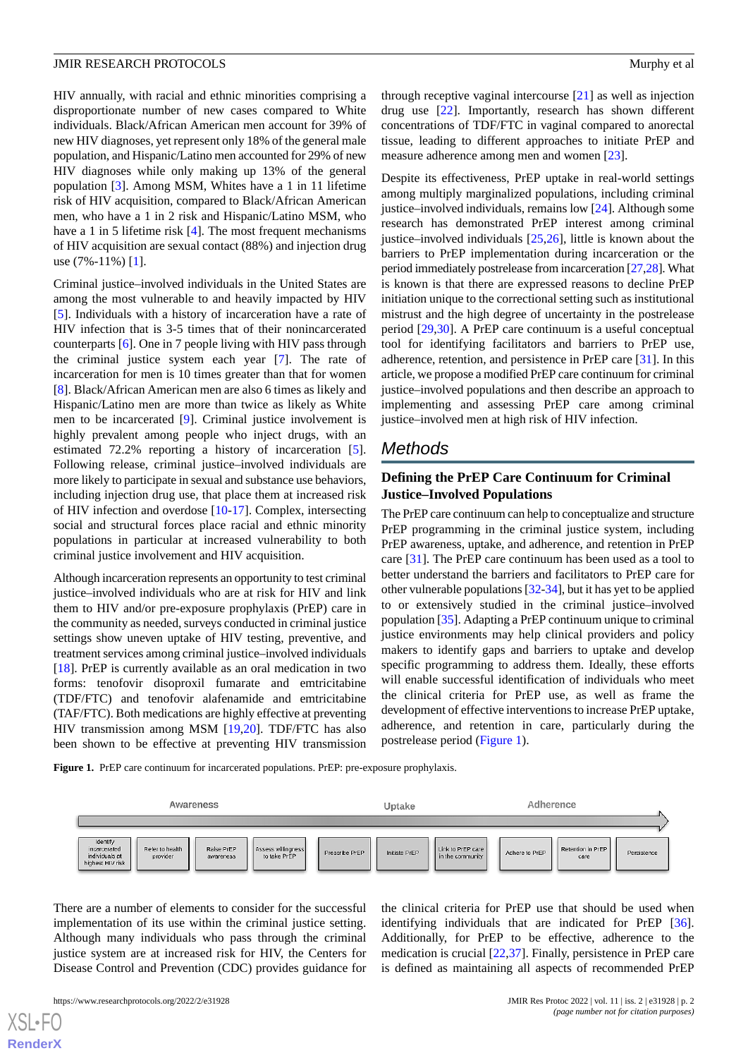HIV annually, with racial and ethnic minorities comprising a disproportionate number of new cases compared to White individuals. Black/African American men account for 39% of new HIV diagnoses, yet represent only 18% of the general male population, and Hispanic/Latino men accounted for 29% of new HIV diagnoses while only making up 13% of the general population [3]. Among MSM, Whites have a 1 in 11 lifetime risk of HIV acquisition, compared to Black/African American men, who have a 1 in 2 risk and Hispanic/Latino MSM, who have a 1 in 5 lifetime risk [4]. The most frequent mechanisms of HIV acquisition are sexual contact (88%) and injection drug use (7%-11%) [1].

Criminal justice–involved individuals in the United States are among the most vulnerable to and heavily impacted by HIV [5]. Individuals with a history of incarceration have a rate of HIV infection that is 3-5 times that of their nonincarcerated counterparts [6]. One in 7 people living with HIV pass through the criminal justice system each year [7]. The rate of incarceration for men is 10 times greater than that for women [8]. Black/African American men are also 6 times as likely and Hispanic/Latino men are more than twice as likely as White men to be incarcerated [9]. Criminal justice involvement is highly prevalent among people who inject drugs, with an estimated 72.2% reporting a history of incarceration [5]. Following release, criminal justice–involved individuals are more likely to participate in sexual and substance use behaviors, including injection drug use, that place them at increased risk of HIV infection and overdose [10-17]. Complex, intersecting social and structural forces place racial and ethnic minority populations in particular at increased vulnerability to both criminal justice involvement and HIV acquisition.

Although incarceration represents an opportunity to test criminal justice–involved individuals who are at risk for HIV and link them to HIV and/or pre-exposure prophylaxis (PrEP) care in the community as needed, surveys conducted in criminal justice settings show uneven uptake of HIV testing, preventive, and treatment services among criminal justice–involved individuals [18]. PrEP is currently available as an oral medication in two forms: tenofovir disoproxil fumarate and emtricitabine (TDF/FTC) and tenofovir alafenamide and emtricitabine (TAF/FTC). Both medications are highly effective at preventing HIV transmission among MSM [19,20]. TDF/FTC has also been shown to be effective at preventing HIV transmission through receptive vaginal intercourse [21] as well as injection drug use [22]. Importantly, research has shown different concentrations of TDF/FTC in vaginal compared to anorectal tissue, leading to different approaches to initiate PrEP and measure adherence among men and women [23].

Despite its effectiveness, PrEP uptake in real-world settings among multiply marginalized populations, including criminal justice–involved individuals, remains low [24]. Although some research has demonstrated PrEP interest among criminal justice–involved individuals [25,26], little is known about the barriers to PrEP implementation during incarceration or the period immediately postrelease from incarceration [27,28]. What is known is that there are expressed reasons to decline PrEP initiation unique to the correctional setting such as institutional mistrust and the high degree of uncertainty in the postrelease period [29,30]. A PrEP care continuum is a useful conceptual tool for identifying facilitators and barriers to PrEP use, adherence, retention, and persistence in PrEP care [31]. In this article, we propose a modified PrEP care continuum for criminal justice–involved populations and then describe an approach to implementing and assessing PrEP care among criminal justice–involved men at high risk of HIV infection.

# Methods

## Defining the PrEP Care Continuum for Criminal Justice–Involved Populations

The PrEP care continuum can help to conceptualize and structure PrEP programming in the criminal justice system, including PrEP awareness, uptake, and adherence, and retention in PrEP care [31]. The PrEP care continuum has been used as a tool to better understand the barriers and facilitators to PrEP care for other vulnerable populations [32-34], but it has yet to be applied to or extensively studied in the criminal justice–involved population [35]. Adapting a PrEP continuum unique to criminal justice environments may help clinical providers and policy makers to identify gaps and barriers to uptake and develop specific programming to address them. Ideally, these efforts will enable successful identification of individuals who meet the clinical criteria for PrEP use, as well as frame the development of effective interventions to increase PrEP uptake, adherence, and retention in care, particularly during the postrelease period (Figure 1).

**Figure 1.** PrEP care continuum for incarcerated populations. PrEP: pre-exposure prophylaxis.

| Awareness | | | | Uptake | | | Adherence | | |
|---|---|---|---|---|---|---|---|---|---|
| Identify incarcerated individuals at highest HIV risk | Refer to health provider | Raise PrEP awareness | Assess willingness to take PrEP | Prescribe PrEP | Initiate PrEP | Link to PrEP care in the community | Adhere to PrEP | Retention in PrEP care | Persistence |

There are a number of elements to consider for the successful implementation of its use within the criminal justice setting. Although many individuals who pass through the criminal justice system are at increased risk for HIV, the Centers for Disease Control and Prevention (CDC) provides guidance for the clinical criteria for PrEP use that should be used when identifying individuals that are indicated for PrEP [36]. Additionally, for PrEP to be effective, adherence to the medication is crucial [22,37]. Finally, persistence in PrEP care is defined as maintaining all aspects of recommended PrEP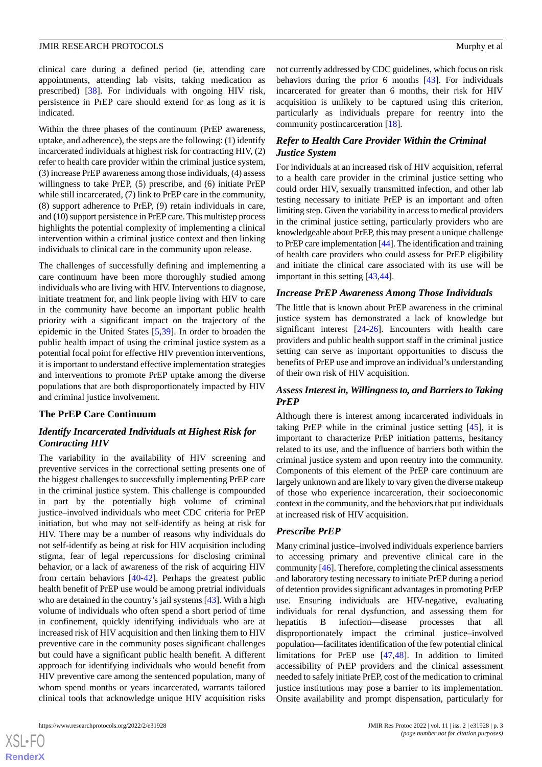clinical care during a defined period (ie, attending care appointments, attending lab visits, taking medication as prescribed) [38]. For individuals with ongoing HIV risk, persistence in PrEP care should extend for as long as it is indicated.

Within the three phases of the continuum (PrEP awareness, uptake, and adherence), the steps are the following: (1) identify incarcerated individuals at highest risk for contracting HIV, (2) refer to health care provider within the criminal justice system, (3) increase PrEP awareness among those individuals, (4) assess willingness to take PrEP, (5) prescribe, and (6) initiate PrEP while still incarcerated, (7) link to PrEP care in the community, (8) support adherence to PrEP, (9) retain individuals in care, and (10) support persistence in PrEP care. This multistep process highlights the potential complexity of implementing a clinical intervention within a criminal justice context and then linking individuals to clinical care in the community upon release.

The challenges of successfully defining and implementing a care continuum have been more thoroughly studied among individuals who are living with HIV. Interventions to diagnose, initiate treatment for, and link people living with HIV to care in the community have become an important public health priority with a significant impact on the trajectory of the epidemic in the United States [5,39]. In order to broaden the public health impact of using the criminal justice system as a potential focal point for effective HIV prevention interventions, it is important to understand effective implementation strategies and interventions to promote PrEP uptake among the diverse populations that are both disproportionately impacted by HIV and criminal justice involvement.

## The PrEP Care Continuum

### *Identify Incarcerated Individuals at Highest Risk for Contracting HIV*

The variability in the availability of HIV screening and preventive services in the correctional setting presents one of the biggest challenges to successfully implementing PrEP care in the criminal justice system. This challenge is compounded in part by the potentially high volume of criminal justice–involved individuals who meet CDC criteria for PrEP initiation, but who may not self-identify as being at risk for HIV. There may be a number of reasons why individuals do not self-identify as being at risk for HIV acquisition including stigma, fear of legal repercussions for disclosing criminal behavior, or a lack of awareness of the risk of acquiring HIV from certain behaviors [40-42]. Perhaps the greatest public health benefit of PrEP use would be among pretrial individuals who are detained in the country's jail systems [43]. With a high volume of individuals who often spend a short period of time in confinement, quickly identifying individuals who are at increased risk of HIV acquisition and then linking them to HIV preventive care in the community poses significant challenges but could have a significant public health benefit. A different approach for identifying individuals who would benefit from HIV preventive care among the sentenced population, many of whom spend months or years incarcerated, warrants tailored clinical tools that acknowledge unique HIV acquisition risks not currently addressed by CDC guidelines, which focus on risk behaviors during the prior 6 months [43]. For individuals incarcerated for greater than 6 months, their risk for HIV acquisition is unlikely to be captured using this criterion, particularly as individuals prepare for reentry into the community postincarceration [18].

### *Refer to Health Care Provider Within the Criminal Justice System*

For individuals at an increased risk of HIV acquisition, referral to a health care provider in the criminal justice setting who could order HIV, sexually transmitted infection, and other lab testing necessary to initiate PrEP is an important and often limiting step. Given the variability in access to medical providers in the criminal justice setting, particularly providers who are knowledgeable about PrEP, this may present a unique challenge to PrEP care implementation [44]. The identification and training of health care providers who could assess for PrEP eligibility and initiate the clinical care associated with its use will be important in this setting [43,44].

### *Increase PrEP Awareness Among Those Individuals*

The little that is known about PrEP awareness in the criminal justice system has demonstrated a lack of knowledge but significant interest [24-26]. Encounters with health care providers and public health support staff in the criminal justice setting can serve as important opportunities to discuss the benefits of PrEP use and improve an individual's understanding of their own risk of HIV acquisition.

### *Assess Interest in, Willingness to, and Barriers to Taking PrEP*

Although there is interest among incarcerated individuals in taking PrEP while in the criminal justice setting [45], it is important to characterize PrEP initiation patterns, hesitancy related to its use, and the influence of barriers both within the criminal justice system and upon reentry into the community. Components of this element of the PrEP care continuum are largely unknown and are likely to vary given the diverse makeup of those who experience incarceration, their socioeconomic context in the community, and the behaviors that put individuals at increased risk of HIV acquisition.

### *Prescribe PrEP*

Many criminal justice–involved individuals experience barriers to accessing primary and preventive clinical care in the community [46]. Therefore, completing the clinical assessments and laboratory testing necessary to initiate PrEP during a period of detention provides significant advantages in promoting PrEP use. Ensuring individuals are HIV-negative, evaluating individuals for renal dysfunction, and assessing them for hepatitis B infection—disease processes that all disproportionately impact the criminal justice–involved population—facilitates identification of the few potential clinical limitations for PrEP use [47,48]. In addition to limited accessibility of PrEP providers and the clinical assessment needed to safely initiate PrEP, cost of the medication to criminal justice institutions may pose a barrier to its implementation. Onsite availability and prompt dispensation, particularly for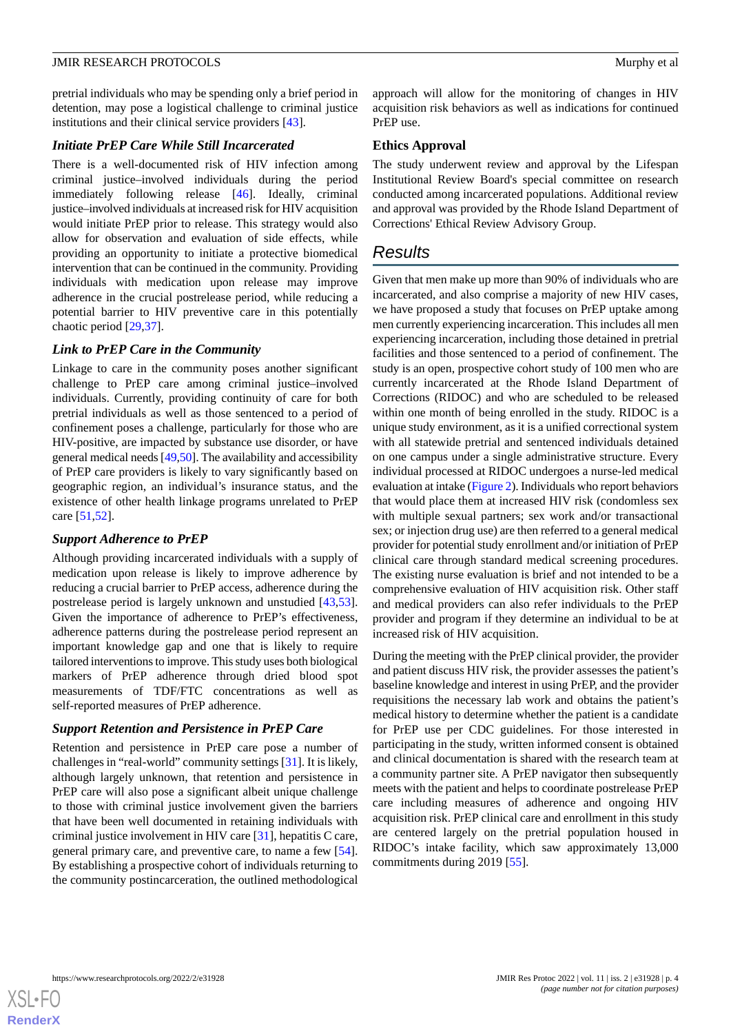pretrial individuals who may be spending only a brief period in detention, may pose a logistical challenge to criminal justice institutions and their clinical service providers [43].

### *Initiate PrEP Care While Still Incarcerated*

There is a well-documented risk of HIV infection among criminal justice–involved individuals during the period immediately following release [46]. Ideally, criminal justice–involved individuals at increased risk for HIV acquisition would initiate PrEP prior to release. This strategy would also allow for observation and evaluation of side effects, while providing an opportunity to initiate a protective biomedical intervention that can be continued in the community. Providing individuals with medication upon release may improve adherence in the crucial postrelease period, while reducing a potential barrier to HIV preventive care in this potentially chaotic period [29,37].

### *Link to PrEP Care in the Community*

Linkage to care in the community poses another significant challenge to PrEP care among criminal justice–involved individuals. Currently, providing continuity of care for both pretrial individuals as well as those sentenced to a period of confinement poses a challenge, particularly for those who are HIV-positive, are impacted by substance use disorder, or have general medical needs [49,50]. The availability and accessibility of PrEP care providers is likely to vary significantly based on geographic region, an individual's insurance status, and the existence of other health linkage programs unrelated to PrEP care [51,52].

### *Support Adherence to PrEP*

Although providing incarcerated individuals with a supply of medication upon release is likely to improve adherence by reducing a crucial barrier to PrEP access, adherence during the postrelease period is largely unknown and unstudied [43,53]. Given the importance of adherence to PrEP's effectiveness, adherence patterns during the postrelease period represent an important knowledge gap and one that is likely to require tailored interventions to improve. This study uses both biological markers of PrEP adherence through dried blood spot measurements of TDF/FTC concentrations as well as self-reported measures of PrEP adherence.

### *Support Retention and Persistence in PrEP Care*

Retention and persistence in PrEP care pose a number of challenges in "real-world" community settings [31]. It is likely, although largely unknown, that retention and persistence in PrEP care will also pose a significant albeit unique challenge to those with criminal justice involvement given the barriers that have been well documented in retaining individuals with criminal justice involvement in HIV care [31], hepatitis C care, general primary care, and preventive care, to name a few [54]. By establishing a prospective cohort of individuals returning to the community postincarceration, the outlined methodological approach will allow for the monitoring of changes in HIV acquisition risk behaviors as well as indications for continued PrEP use.

### Ethics Approval

The study underwent review and approval by the Lifespan Institutional Review Board's special committee on research conducted among incarcerated populations. Additional review and approval was provided by the Rhode Island Department of Corrections' Ethical Review Advisory Group.

## *Results*

Given that men make up more than 90% of individuals who are incarcerated, and also comprise a majority of new HIV cases, we have proposed a study that focuses on PrEP uptake among men currently experiencing incarceration. This includes all men experiencing incarceration, including those detained in pretrial facilities and those sentenced to a period of confinement. The study is an open, prospective cohort study of 100 men who are currently incarcerated at the Rhode Island Department of Corrections (RIDOC) and who are scheduled to be released within one month of being enrolled in the study. RIDOC is a unique study environment, as it is a unified correctional system with all statewide pretrial and sentenced individuals detained on one campus under a single administrative structure. Every individual processed at RIDOC undergoes a nurse-led medical evaluation at intake (Figure 2). Individuals who report behaviors that would place them at increased HIV risk (condomless sex with multiple sexual partners; sex work and/or transactional sex; or injection drug use) are then referred to a general medical provider for potential study enrollment and/or initiation of PrEP clinical care through standard medical screening procedures. The existing nurse evaluation is brief and not intended to be a comprehensive evaluation of HIV acquisition risk. Other staff and medical providers can also refer individuals to the PrEP provider and program if they determine an individual to be at increased risk of HIV acquisition.

During the meeting with the PrEP clinical provider, the provider and patient discuss HIV risk, the provider assesses the patient's baseline knowledge and interest in using PrEP, and the provider requisitions the necessary lab work and obtains the patient's medical history to determine whether the patient is a candidate for PrEP use per CDC guidelines. For those interested in participating in the study, written informed consent is obtained and clinical documentation is shared with the research team at a community partner site. A PrEP navigator then subsequently meets with the patient and helps to coordinate postrelease PrEP care including measures of adherence and ongoing HIV acquisition risk. PrEP clinical care and enrollment in this study are centered largely on the pretrial population housed in RIDOC's intake facility, which saw approximately 13,000 commitments during 2019 [55].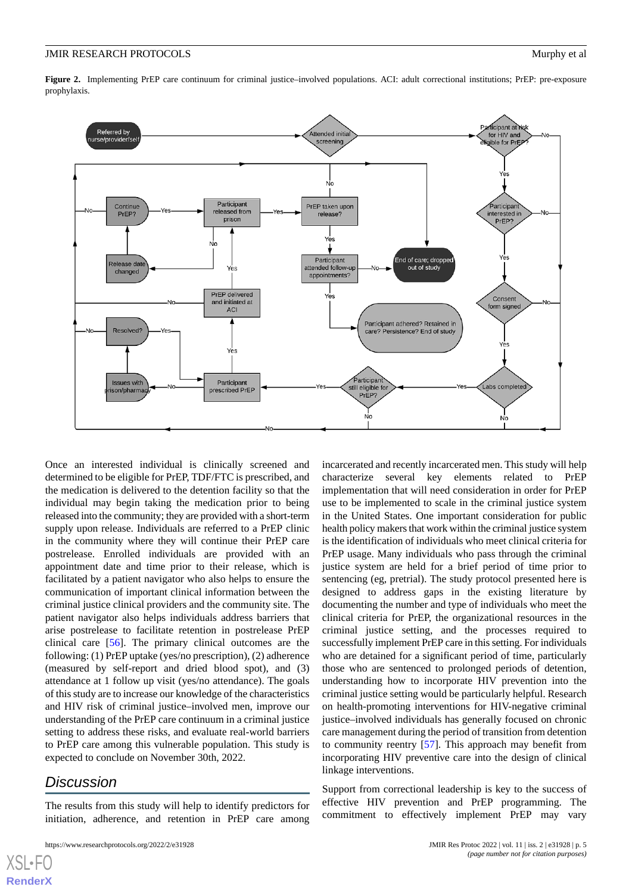**Figure 2.** Implementing PrEP care continuum for criminal justice–involved populations. ACI: adult correctional institutions; PrEP: pre-exposure prophylaxis.

Once an interested individual is clinically screened and determined to be eligible for PrEP, TDF/FTC is prescribed, and the medication is delivered to the detention facility so that the individual may begin taking the medication prior to being released into the community; they are provided with a short-term supply upon release. Individuals are referred to a PrEP clinic in the community where they will continue their PrEP care postrelease. Enrolled individuals are provided with an appointment date and time prior to their release, which is facilitated by a patient navigator who also helps to ensure the communication of important clinical information between the criminal justice clinical providers and the community site. The patient navigator also helps individuals address barriers that arise postrelease to facilitate retention in postrelease PrEP clinical care [56]. The primary clinical outcomes are the following: (1) PrEP uptake (yes/no prescription), (2) adherence (measured by self-report and dried blood spot), and (3) attendance at 1 follow up visit (yes/no attendance). The goals of this study are to increase our knowledge of the characteristics and HIV risk of criminal justice–involved men, improve our understanding of the PrEP care continuum in a criminal justice setting to address these risks, and evaluate real-world barriers to PrEP care among this vulnerable population. This study is expected to conclude on November 30th, 2022.

## Discussion

The results from this study will help to identify predictors for initiation, adherence, and retention in PrEP care among incarcerated and recently incarcerated men. This study will help characterize several key elements related to PrEP implementation that will need consideration in order for PrEP use to be implemented to scale in the criminal justice system in the United States. One important consideration for public health policy makers that work within the criminal justice system is the identification of individuals who meet clinical criteria for PrEP usage. Many individuals who pass through the criminal justice system are held for a brief period of time prior to sentencing (eg, pretrial). The study protocol presented here is designed to address gaps in the existing literature by documenting the number and type of individuals who meet the clinical criteria for PrEP, the organizational resources in the criminal justice setting, and the processes required to successfully implement PrEP care in this setting. For individuals who are detained for a significant period of time, particularly those who are sentenced to prolonged periods of detention, understanding how to incorporate HIV prevention into the criminal justice setting would be particularly helpful. Research on health-promoting interventions for HIV-negative criminal justice–involved individuals has generally focused on chronic care management during the period of transition from detention to community reentry [57]. This approach may benefit from incorporating HIV preventive care into the design of clinical linkage interventions.

Support from correctional leadership is key to the success of effective HIV prevention and PrEP programming. The commitment to effectively implement PrEP may vary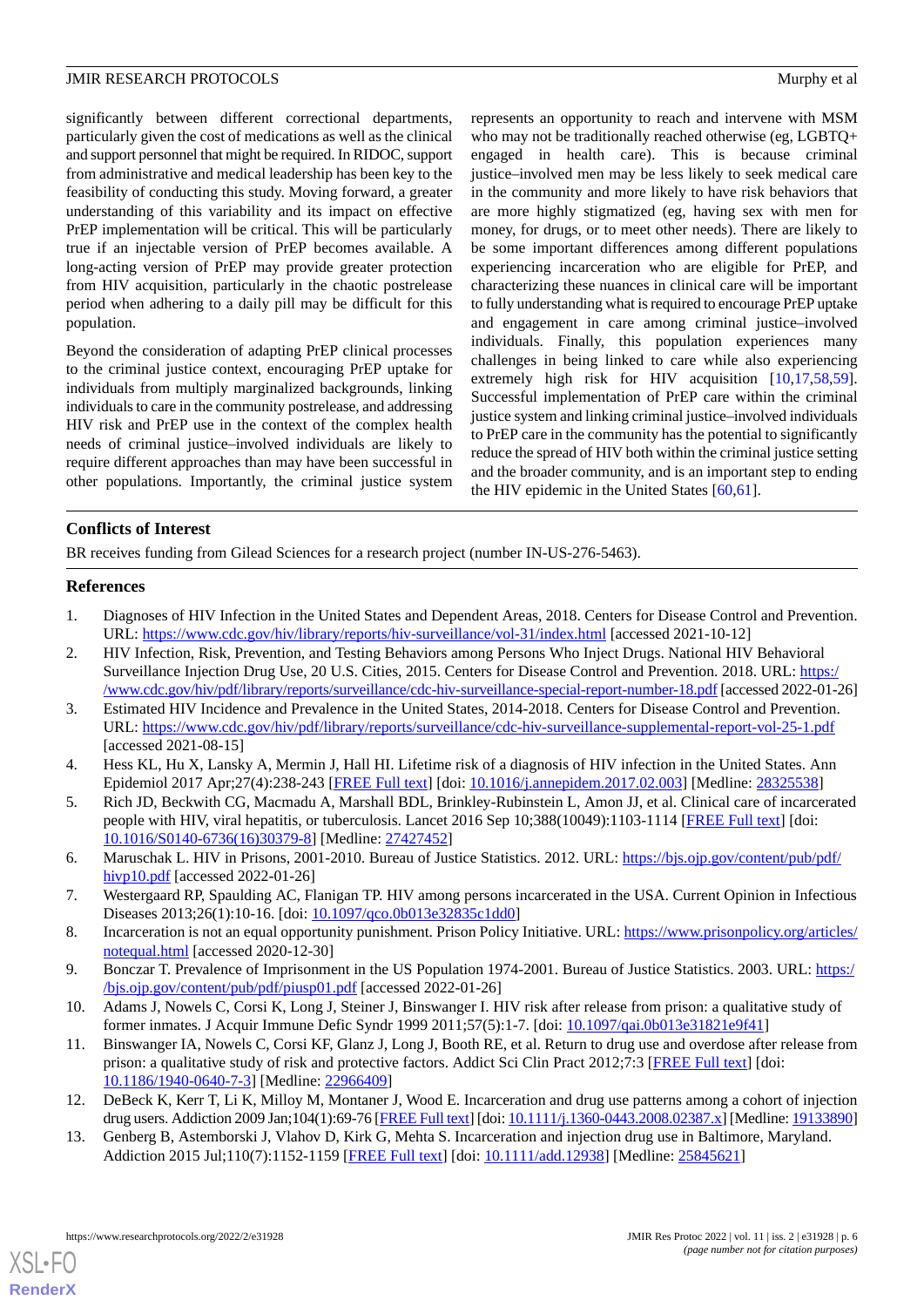significantly between different correctional departments, particularly given the cost of medications as well as the clinical and support personnel that might be required. In RIDOC, support from administrative and medical leadership has been key to the feasibility of conducting this study. Moving forward, a greater understanding of this variability and its impact on effective PrEP implementation will be critical. This will be particularly true if an injectable version of PrEP becomes available. A long-acting version of PrEP may provide greater protection from HIV acquisition, particularly in the chaotic postrelease period when adhering to a daily pill may be difficult for this population.

Beyond the consideration of adapting PrEP clinical processes to the criminal justice context, encouraging PrEP uptake for individuals from multiply marginalized backgrounds, linking individuals to care in the community postrelease, and addressing HIV risk and PrEP use in the context of the complex health needs of criminal justice–involved individuals are likely to require different approaches than may have been successful in other populations. Importantly, the criminal justice system represents an opportunity to reach and intervene with MSM who may not be traditionally reached otherwise (eg, LGBTQ+ engaged in health care). This is because criminal justice–involved men may be less likely to seek medical care in the community and more likely to have risk behaviors that are more highly stigmatized (eg, having sex with men for money, for drugs, or to meet other needs). There are likely to be some important differences among different populations experiencing incarceration who are eligible for PrEP, and characterizing these nuances in clinical care will be important to fully understanding what is required to encourage PrEP uptake and engagement in care among criminal justice–involved individuals. Finally, this population experiences many challenges in being linked to care while also experiencing extremely high risk for HIV acquisition [10,17,58,59]. Successful implementation of PrEP care within the criminal justice system and linking criminal justice–involved individuals to PrEP care in the community has the potential to significantly reduce the spread of HIV both within the criminal justice setting and the broader community, and is an important step to ending the HIV epidemic in the United States [60,61].

## Conflicts of Interest

BR receives funding from Gilead Sciences for a research project (number IN-US-276-5463).

## References

1. Diagnoses of HIV Infection in the United States and Dependent Areas, 2018. Centers for Disease Control and Prevention. URL: https://www.cdc.gov/hiv/library/reports/hiv-surveillance/vol-31/index.html [accessed 2021-10-12]
2. HIV Infection, Risk, Prevention, and Testing Behaviors among Persons Who Inject Drugs. National HIV Behavioral Surveillance Injection Drug Use, 20 U.S. Cities, 2015. Centers for Disease Control and Prevention. 2018. URL: https://www.cdc.gov/hiv/pdf/library/reports/surveillance/cdc-hiv-surveillance-special-report-number-18.pdf [accessed 2022-01-26]
3. Estimated HIV Incidence and Prevalence in the United States, 2014-2018. Centers for Disease Control and Prevention. URL: https://www.cdc.gov/hiv/pdf/library/reports/surveillance/cdc-hiv-surveillance-supplemental-report-vol-25-1.pdf [accessed 2021-08-15]
4. Hess KL, Hu X, Lansky A, Mermin J, Hall HI. Lifetime risk of a diagnosis of HIV infection in the United States. Ann Epidemiol 2017 Apr;27(4):238-243 [FREE Full text] [doi: 10.1016/j.annepidem.2017.02.003] [Medline: 28325538]
5. Rich JD, Beckwith CG, Macmadu A, Marshall BDL, Brinkley-Rubinstein L, Amon JJ, et al. Clinical care of incarcerated people with HIV, viral hepatitis, or tuberculosis. Lancet 2016 Sep 10;388(10049):1103-1114 [FREE Full text] [doi: 10.1016/S0140-6736(16)30379-8] [Medline: 27427452]
6. Maruschak L. HIV in Prisons, 2001-2010. Bureau of Justice Statistics. 2012. URL: https://bjs.ojp.gov/content/pub/pdf/hivp10.pdf [accessed 2022-01-26]
7. Westergaard RP, Spaulding AC, Flanigan TP. HIV among persons incarcerated in the USA. Current Opinion in Infectious Diseases 2013;26(1):10-16. [doi: 10.1097/qco.0b013e32835c1dd0]
8. Incarceration is not an equal opportunity punishment. Prison Policy Initiative. URL: https://www.prisonpolicy.org/articles/notequal.html [accessed 2020-12-30]
9. Bonczar T. Prevalence of Imprisonment in the US Population 1974-2001. Bureau of Justice Statistics. 2003. URL: https://bjs.ojp.gov/content/pub/pdf/piusp01.pdf [accessed 2022-01-26]
10. Adams J, Nowels C, Corsi K, Long J, Steiner J, Binswanger I. HIV risk after release from prison: a qualitative study of former inmates. J Acquir Immune Defic Syndr 1999 2011;57(5):1-7. [doi: 10.1097/qai.0b013e31821e9f41]
11. Binswanger IA, Nowels C, Corsi KF, Glanz J, Long J, Booth RE, et al. Return to drug use and overdose after release from prison: a qualitative study of risk and protective factors. Addict Sci Clin Pract 2012;7:3 [FREE Full text] [doi: 10.1186/1940-0640-7-3] [Medline: 22966409]
12. DeBeck K, Kerr T, Li K, Milloy M, Montaner J, Wood E. Incarceration and drug use patterns among a cohort of injection drug users. Addiction 2009 Jan;104(1):69-76 [FREE Full text] [doi: 10.1111/j.1360-0443.2008.02387.x] [Medline: 19133890]
13. Genberg B, Astemborski J, Vlahov D, Kirk G, Mehta S. Incarceration and injection drug use in Baltimore, Maryland. Addiction 2015 Jul;110(7):1152-1159 [FREE Full text] [doi: 10.1111/add.12938] [Medline: 25845621]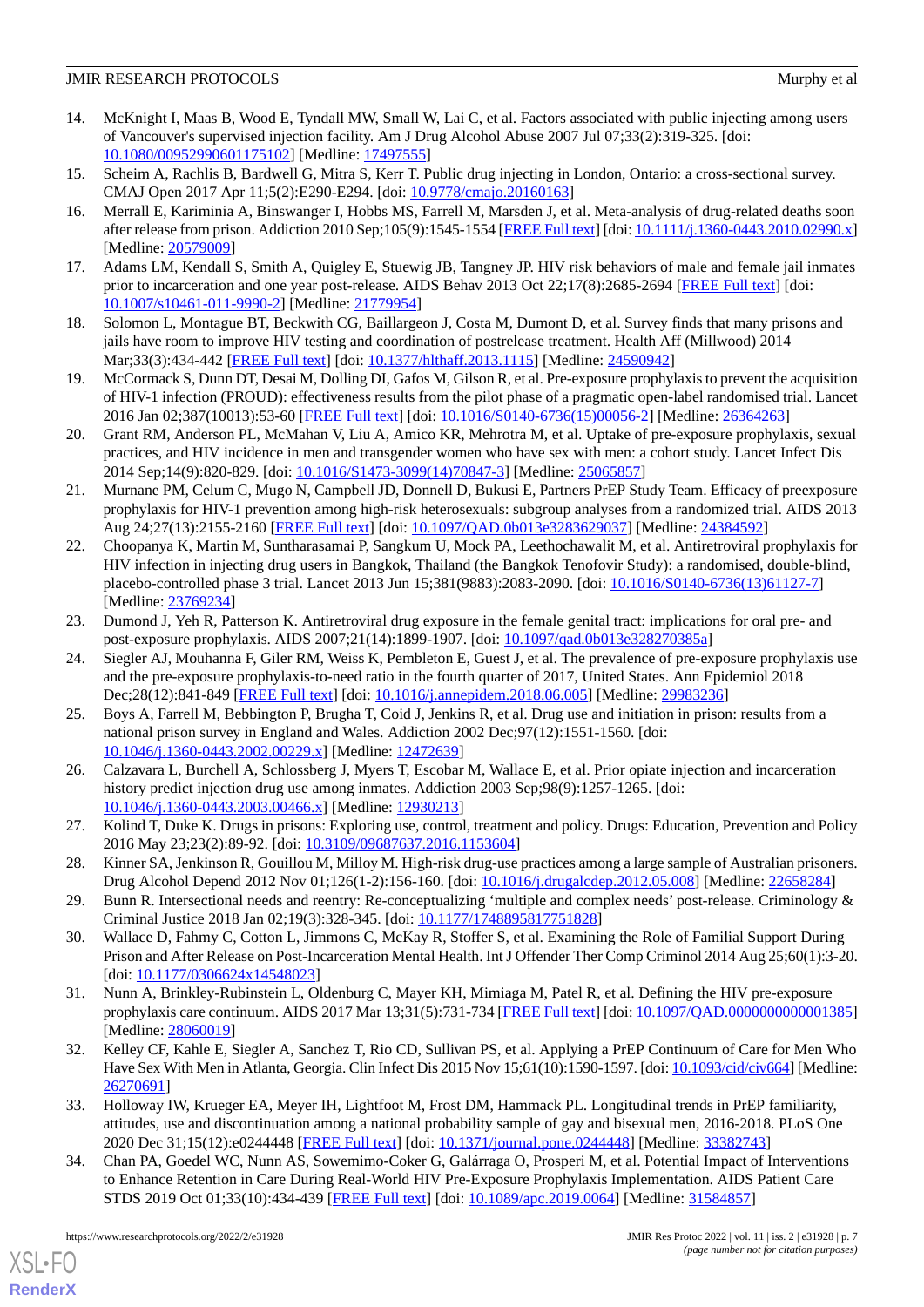14. McKnight I, Maas B, Wood E, Tyndall MW, Small W, Lai C, et al. Factors associated with public injecting among users of Vancouver's supervised injection facility. Am J Drug Alcohol Abuse 2007 Jul 07;33(2):319-325. [doi: 10.1080/00952990601175102] [Medline: 17497555]
15. Scheim A, Rachlis B, Bardwell G, Mitra S, Kerr T. Public drug injecting in London, Ontario: a cross-sectional survey. CMAJ Open 2017 Apr 11;5(2):E290-E294. [doi: 10.9778/cmajo.20160163]
16. Merrall E, Kariminia A, Binswanger I, Hobbs MS, Farrell M, Marsden J, et al. Meta-analysis of drug-related deaths soon after release from prison. Addiction 2010 Sep;105(9):1545-1554 [FREE Full text] [doi: 10.1111/j.1360-0443.2010.02990.x] [Medline: 20579009]
17. Adams LM, Kendall S, Smith A, Quigley E, Stuewig JB, Tangney JP. HIV risk behaviors of male and female jail inmates prior to incarceration and one year post-release. AIDS Behav 2013 Oct 22;17(8):2685-2694 [FREE Full text] [doi: 10.1007/s10461-011-9990-2] [Medline: 21779954]
18. Solomon L, Montague BT, Beckwith CG, Baillargeon J, Costa M, Dumont D, et al. Survey finds that many prisons and jails have room to improve HIV testing and coordination of postrelease treatment. Health Aff (Millwood) 2014 Mar;33(3):434-442 [FREE Full text] [doi: 10.1377/hlthaff.2013.1115] [Medline: 24590942]
19. McCormack S, Dunn DT, Desai M, Dolling DI, Gafos M, Gilson R, et al. Pre-exposure prophylaxis to prevent the acquisition of HIV-1 infection (PROUD): effectiveness results from the pilot phase of a pragmatic open-label randomised trial. Lancet 2016 Jan 02;387(10013):53-60 [FREE Full text] [doi: 10.1016/S0140-6736(15)00056-2] [Medline: 26364263]
20. Grant RM, Anderson PL, McMahan V, Liu A, Amico KR, Mehrotra M, et al. Uptake of pre-exposure prophylaxis, sexual practices, and HIV incidence in men and transgender women who have sex with men: a cohort study. Lancet Infect Dis 2014 Sep;14(9):820-829. [doi: 10.1016/S1473-3099(14)70847-3] [Medline: 25065857]
21. Murnane PM, Celum C, Mugo N, Campbell JD, Donnell D, Bukusi E, Partners PrEP Study Team. Efficacy of preexposure prophylaxis for HIV-1 prevention among high-risk heterosexuals: subgroup analyses from a randomized trial. AIDS 2013 Aug 24;27(13):2155-2160 [FREE Full text] [doi: 10.1097/QAD.0b013e3283629037] [Medline: 24384592]
22. Choopanya K, Martin M, Suntharasamai P, Sangkum U, Mock PA, Leethochawalit M, et al. Antiretroviral prophylaxis for HIV infection in injecting drug users in Bangkok, Thailand (the Bangkok Tenofovir Study): a randomised, double-blind, placebo-controlled phase 3 trial. Lancet 2013 Jun 15;381(9883):2083-2090. [doi: 10.1016/S0140-6736(13)61127-7] [Medline: 23769234]
23. Dumond J, Yeh R, Patterson K. Antiretroviral drug exposure in the female genital tract: implications for oral pre- and post-exposure prophylaxis. AIDS 2007;21(14):1899-1907. [doi: 10.1097/qad.0b013e328270385a]
24. Siegler AJ, Mouhanna F, Giler RM, Weiss K, Pembleton E, Guest J, et al. The prevalence of pre-exposure prophylaxis use and the pre-exposure prophylaxis-to-need ratio in the fourth quarter of 2017, United States. Ann Epidemiol 2018 Dec;28(12):841-849 [FREE Full text] [doi: 10.1016/j.annepidem.2018.06.005] [Medline: 29983236]
25. Boys A, Farrell M, Bebbington P, Brugha T, Coid J, Jenkins R, et al. Drug use and initiation in prison: results from a national prison survey in England and Wales. Addiction 2002 Dec;97(12):1551-1560. [doi: 10.1046/j.1360-0443.2002.00229.x] [Medline: 12472639]
26. Calzavara L, Burchell A, Schlossberg J, Myers T, Escobar M, Wallace E, et al. Prior opiate injection and incarceration history predict injection drug use among inmates. Addiction 2003 Sep;98(9):1257-1265. [doi: 10.1046/j.1360-0443.2003.00466.x] [Medline: 12930213]
27. Kolind T, Duke K. Drugs in prisons: Exploring use, control, treatment and policy. Drugs: Education, Prevention and Policy 2016 May 23;23(2):89-92. [doi: 10.3109/09687637.2016.1153604]
28. Kinner SA, Jenkinson R, Gouillou M, Milloy M. High-risk drug-use practices among a large sample of Australian prisoners. Drug Alcohol Depend 2012 Nov 01;126(1-2):156-160. [doi: 10.1016/j.drugalcdep.2012.05.008] [Medline: 22658284]
29. Bunn R. Intersectional needs and reentry: Re-conceptualizing 'multiple and complex needs' post-release. Criminology & Criminal Justice 2018 Jan 02;19(3):328-345. [doi: 10.1177/1748895817751828]
30. Wallace D, Fahmy C, Cotton L, Jimmons C, McKay R, Stoffer S, et al. Examining the Role of Familial Support During Prison and After Release on Post-Incarceration Mental Health. Int J Offender Ther Comp Criminol 2014 Aug 25;60(1):3-20. [doi: 10.1177/0306624x14548023]
31. Nunn A, Brinkley-Rubinstein L, Oldenburg C, Mayer KH, Mimiaga M, Patel R, et al. Defining the HIV pre-exposure prophylaxis care continuum. AIDS 2017 Mar 13;31(5):731-734 [FREE Full text] [doi: 10.1097/QAD.0000000000001385] [Medline: 28060019]
32. Kelley CF, Kahle E, Siegler A, Sanchez T, Rio CD, Sullivan PS, et al. Applying a PrEP Continuum of Care for Men Who Have Sex With Men in Atlanta, Georgia. Clin Infect Dis 2015 Nov 15;61(10):1590-1597. [doi: 10.1093/cid/civ664] [Medline: 26270691]
33. Holloway IW, Krueger EA, Meyer IH, Lightfoot M, Frost DM, Hammack PL. Longitudinal trends in PrEP familiarity, attitudes, use and discontinuation among a national probability sample of gay and bisexual men, 2016-2018. PLoS One 2020 Dec 31;15(12):e0244448 [FREE Full text] [doi: 10.1371/journal.pone.0244448] [Medline: 33382743]
34. Chan PA, Goedel WC, Nunn AS, Sowemimo-Coker G, Galárraga O, Prosperi M, et al. Potential Impact of Interventions to Enhance Retention in Care During Real-World HIV Pre-Exposure Prophylaxis Implementation. AIDS Patient Care STDS 2019 Oct 01;33(10):434-439 [FREE Full text] [doi: 10.1089/apc.2019.0064] [Medline: 31584857]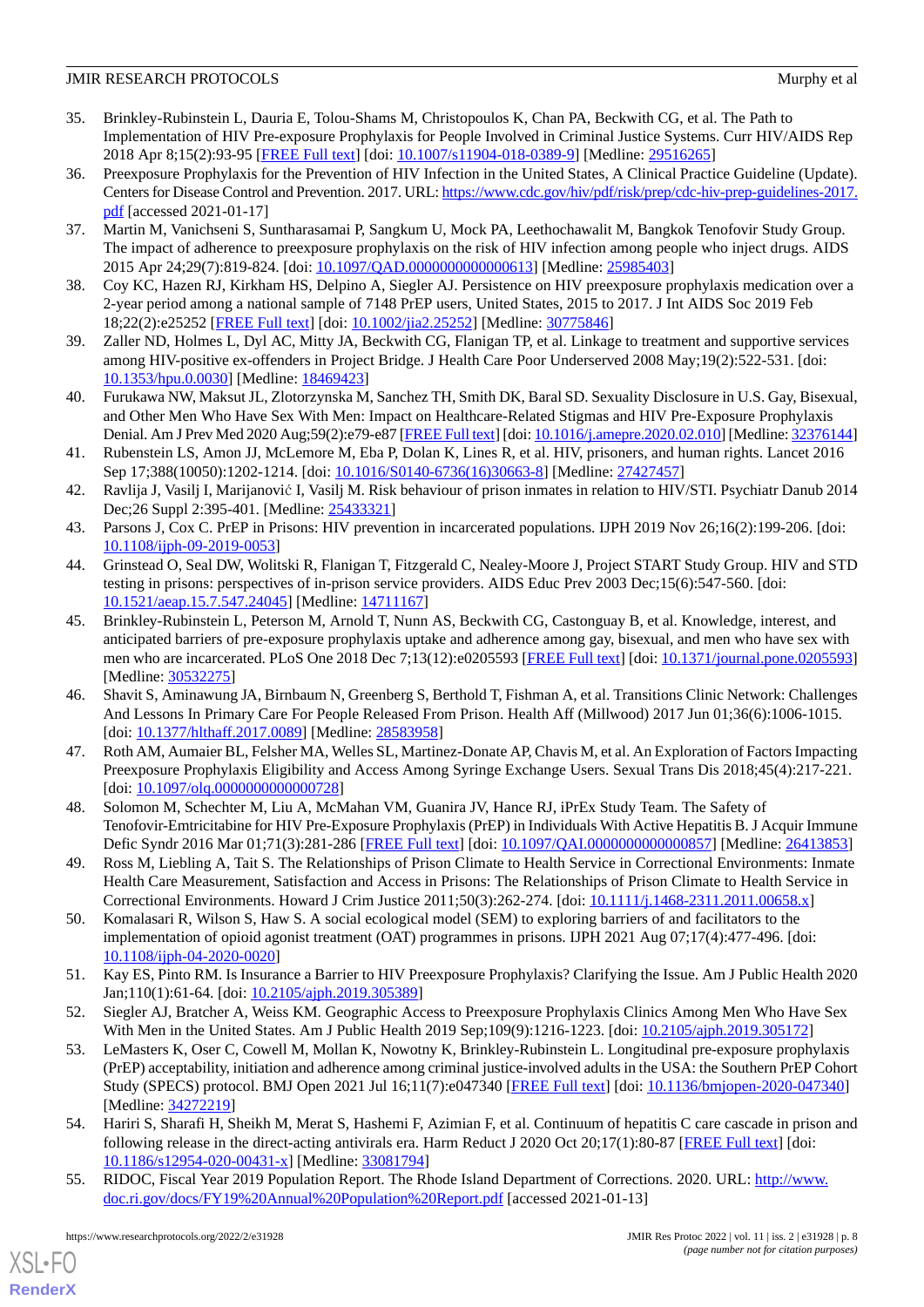35. Brinkley-Rubinstein L, Dauria E, Tolou-Shams M, Christopoulos K, Chan PA, Beckwith CG, et al. The Path to Implementation of HIV Pre-exposure Prophylaxis for People Involved in Criminal Justice Systems. Curr HIV/AIDS Rep 2018 Apr 8;15(2):93-95 [FREE Full text] [doi: 10.1007/s11904-018-0389-9] [Medline: 29516265]
36. Preexposure Prophylaxis for the Prevention of HIV Infection in the United States, A Clinical Practice Guideline (Update). Centers for Disease Control and Prevention. 2017. URL: https://www.cdc.gov/hiv/pdf/risk/prep/cdc-hiv-prep-guidelines-2017.pdf [accessed 2021-01-17]
37. Martin M, Vanichseni S, Suntharasamai P, Sangkum U, Mock PA, Leethochawalit M, Bangkok Tenofovir Study Group. The impact of adherence to preexposure prophylaxis on the risk of HIV infection among people who inject drugs. AIDS 2015 Apr 24;29(7):819-824. [doi: 10.1097/QAD.0000000000000613] [Medline: 25985403]
38. Coy KC, Hazen RJ, Kirkham HS, Delpino A, Siegler AJ. Persistence on HIV preexposure prophylaxis medication over a 2-year period among a national sample of 7148 PrEP users, United States, 2015 to 2017. J Int AIDS Soc 2019 Feb 18;22(2):e25252 [FREE Full text] [doi: 10.1002/jia2.25252] [Medline: 30775846]
39. Zaller ND, Holmes L, Dyl AC, Mitty JA, Beckwith CG, Flanigan TP, et al. Linkage to treatment and supportive services among HIV-positive ex-offenders in Project Bridge. J Health Care Poor Underserved 2008 May;19(2):522-531. [doi: 10.1353/hpu.0.0030] [Medline: 18469423]
40. Furukawa NW, Maksut JL, Zlotorzynska M, Sanchez TH, Smith DK, Baral SD. Sexuality Disclosure in U.S. Gay, Bisexual, and Other Men Who Have Sex With Men: Impact on Healthcare-Related Stigmas and HIV Pre-Exposure Prophylaxis Denial. Am J Prev Med 2020 Aug;59(2):e79-e87 [FREE Full text] [doi: 10.1016/j.amepre.2020.02.010] [Medline: 32376144]
41. Rubenstein LS, Amon JJ, McLemore M, Eba P, Dolan K, Lines R, et al. HIV, prisoners, and human rights. Lancet 2016 Sep 17;388(10050):1202-1214. [doi: 10.1016/S0140-6736(16)30663-8] [Medline: 27427457]
42. Ravlija J, Vasilj I, Marijanović I, Vasilj M. Risk behaviour of prison inmates in relation to HIV/STI. Psychiatr Danub 2014 Dec;26 Suppl 2:395-401. [Medline: 25433321]
43. Parsons J, Cox C. PrEP in Prisons: HIV prevention in incarcerated populations. IJPH 2019 Nov 26;16(2):199-206. [doi: 10.1108/ijph-09-2019-0053]
44. Grinstead O, Seal DW, Wolitski R, Flanigan T, Fitzgerald C, Nealey-Moore J, Project START Study Group. HIV and STD testing in prisons: perspectives of in-prison service providers. AIDS Educ Prev 2003 Dec;15(6):547-560. [doi: 10.1521/aeap.15.7.547.24045] [Medline: 14711167]
45. Brinkley-Rubinstein L, Peterson M, Arnold T, Nunn AS, Beckwith CG, Castonguay B, et al. Knowledge, interest, and anticipated barriers of pre-exposure prophylaxis uptake and adherence among gay, bisexual, and men who have sex with men who are incarcerated. PLoS One 2018 Dec 7;13(12):e0205593 [FREE Full text] [doi: 10.1371/journal.pone.0205593] [Medline: 30532275]
46. Shavit S, Aminawung JA, Birnbaum N, Greenberg S, Berthold T, Fishman A, et al. Transitions Clinic Network: Challenges And Lessons In Primary Care For People Released From Prison. Health Aff (Millwood) 2017 Jun 01;36(6):1006-1015. [doi: 10.1377/hlthaff.2017.0089] [Medline: 28583958]
47. Roth AM, Aumaier BL, Felsher MA, Welles SL, Martinez-Donate AP, Chavis M, et al. An Exploration of Factors Impacting Preexposure Prophylaxis Eligibility and Access Among Syringe Exchange Users. Sexual Trans Dis 2018;45(4):217-221. [doi: 10.1097/olq.0000000000000728]
48. Solomon M, Schechter M, Liu A, McMahan VM, Guanira JV, Hance RJ, iPrEx Study Team. The Safety of Tenofovir-Emtricitabine for HIV Pre-Exposure Prophylaxis (PrEP) in Individuals With Active Hepatitis B. J Acquir Immune Defic Syndr 2016 Mar 01;71(3):281-286 [FREE Full text] [doi: 10.1097/QAI.0000000000000857] [Medline: 26413853]
49. Ross M, Liebling A, Tait S. The Relationships of Prison Climate to Health Service in Correctional Environments: Inmate Health Care Measurement, Satisfaction and Access in Prisons: The Relationships of Prison Climate to Health Service in Correctional Environments. Howard J Crim Justice 2011;50(3):262-274. [doi: 10.1111/j.1468-2311.2011.00658.x]
50. Komalasari R, Wilson S, Haw S. A social ecological model (SEM) to exploring barriers of and facilitators to the implementation of opioid agonist treatment (OAT) programmes in prisons. IJPH 2021 Aug 07;17(4):477-496. [doi: 10.1108/ijph-04-2020-0020]
51. Kay ES, Pinto RM. Is Insurance a Barrier to HIV Preexposure Prophylaxis? Clarifying the Issue. Am J Public Health 2020 Jan;110(1):61-64. [doi: 10.2105/ajph.2019.305389]
52. Siegler AJ, Bratcher A, Weiss KM. Geographic Access to Preexposure Prophylaxis Clinics Among Men Who Have Sex With Men in the United States. Am J Public Health 2019 Sep;109(9):1216-1223. [doi: 10.2105/ajph.2019.305172]
53. LeMasters K, Oser C, Cowell M, Mollan K, Nowotny K, Brinkley-Rubinstein L. Longitudinal pre-exposure prophylaxis (PrEP) acceptability, initiation and adherence among criminal justice-involved adults in the USA: the Southern PrEP Cohort Study (SPECS) protocol. BMJ Open 2021 Jul 16;11(7):e047340 [FREE Full text] [doi: 10.1136/bmjopen-2020-047340] [Medline: 34272219]
54. Hariri S, Sharafi H, Sheikh M, Merat S, Hashemi F, Azimian F, et al. Continuum of hepatitis C care cascade in prison and following release in the direct-acting antivirals era. Harm Reduct J 2020 Oct 20;17(1):80-87 [FREE Full text] [doi: 10.1186/s12954-020-00431-x] [Medline: 33081794]
55. RIDOC, Fiscal Year 2019 Population Report. The Rhode Island Department of Corrections. 2020. URL: http://www.doc.ri.gov/docs/FY19%20Annual%20Population%20Report.pdf [accessed 2021-01-13]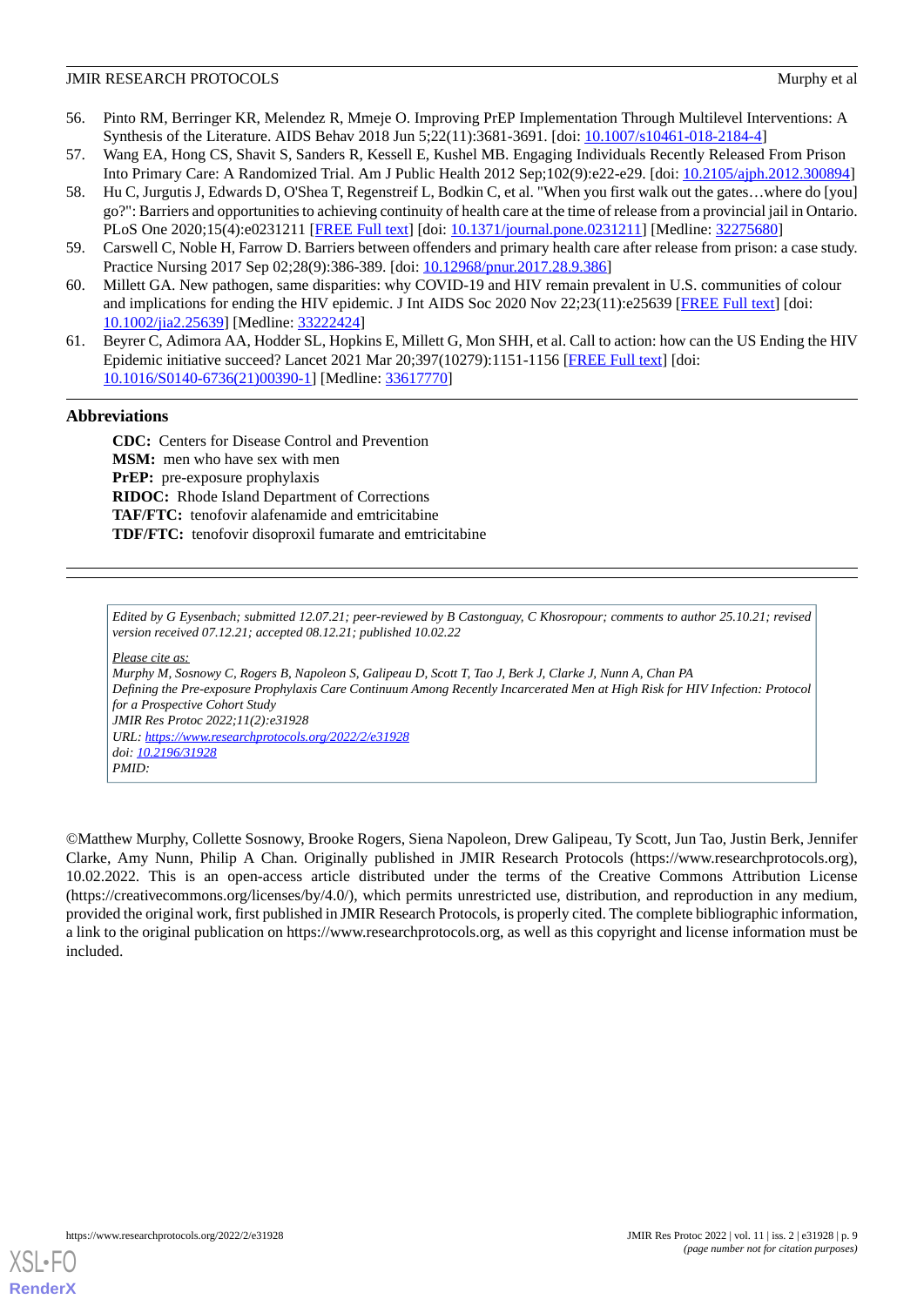56. Pinto RM, Berringer KR, Melendez R, Mmeje O. Improving PrEP Implementation Through Multilevel Interventions: A Synthesis of the Literature. AIDS Behav 2018 Jun 5;22(11):3681-3691. [doi: 10.1007/s10461-018-2184-4]
57. Wang EA, Hong CS, Shavit S, Sanders R, Kessell E, Kushel MB. Engaging Individuals Recently Released From Prison Into Primary Care: A Randomized Trial. Am J Public Health 2012 Sep;102(9):e22-e29. [doi: 10.2105/ajph.2012.300894]
58. Hu C, Jurgutis J, Edwards D, O'Shea T, Regenstreif L, Bodkin C, et al. "When you first walk out the gates…where do [you] go?": Barriers and opportunities to achieving continuity of health care at the time of release from a provincial jail in Ontario. PLoS One 2020;15(4):e0231211 [FREE Full text] [doi: 10.1371/journal.pone.0231211] [Medline: 32275680]
59. Carswell C, Noble H, Farrow D. Barriers between offenders and primary health care after release from prison: a case study. Practice Nursing 2017 Sep 02;28(9):386-389. [doi: 10.12968/pnur.2017.28.9.386]
60. Millett GA. New pathogen, same disparities: why COVID-19 and HIV remain prevalent in U.S. communities of colour and implications for ending the HIV epidemic. J Int AIDS Soc 2020 Nov 22;23(11):e25639 [FREE Full text] [doi: 10.1002/jia2.25639] [Medline: 33222424]
61. Beyrer C, Adimora AA, Hodder SL, Hopkins E, Millett G, Mon SHH, et al. Call to action: how can the US Ending the HIV Epidemic initiative succeed? Lancet 2021 Mar 20;397(10279):1151-1156 [FREE Full text] [doi: 10.1016/S0140-6736(21)00390-1] [Medline: 33617770]

## Abbreviations

**CDC:** Centers for Disease Control and Prevention
**MSM:** men who have sex with men
**PrEP:** pre-exposure prophylaxis
**RIDOC:** Rhode Island Department of Corrections
**TAF/FTC:** tenofovir alafenamide and emtricitabine
**TDF/FTC:** tenofovir disoproxil fumarate and emtricitabine

*Edited by G Eysenbach; submitted 12.07.21; peer-reviewed by B Castonguay, C Khosropour; comments to author 25.10.21; revised version received 07.12.21; accepted 08.12.21; published 10.02.22*

*Please cite as:*
*Murphy M, Sosnowy C, Rogers B, Napoleon S, Galipeau D, Scott T, Tao J, Berk J, Clarke J, Nunn A, Chan PA*
*Defining the Pre-exposure Prophylaxis Care Continuum Among Recently Incarcerated Men at High Risk for HIV Infection: Protocol for a Prospective Cohort Study*
*JMIR Res Protoc 2022;11(2):e31928*
*URL: https://www.researchprotocols.org/2022/2/e31928*
*doi: 10.2196/31928*
*PMID:*

©Matthew Murphy, Collette Sosnowy, Brooke Rogers, Siena Napoleon, Drew Galipeau, Ty Scott, Jun Tao, Justin Berk, Jennifer Clarke, Amy Nunn, Philip A Chan. Originally published in JMIR Research Protocols (https://www.researchprotocols.org), 10.02.2022. This is an open-access article distributed under the terms of the Creative Commons Attribution License (https://creativecommons.org/licenses/by/4.0/), which permits unrestricted use, distribution, and reproduction in any medium, provided the original work, first published in JMIR Research Protocols, is properly cited. The complete bibliographic information, a link to the original publication on https://www.researchprotocols.org, as well as this copyright and license information must be included.